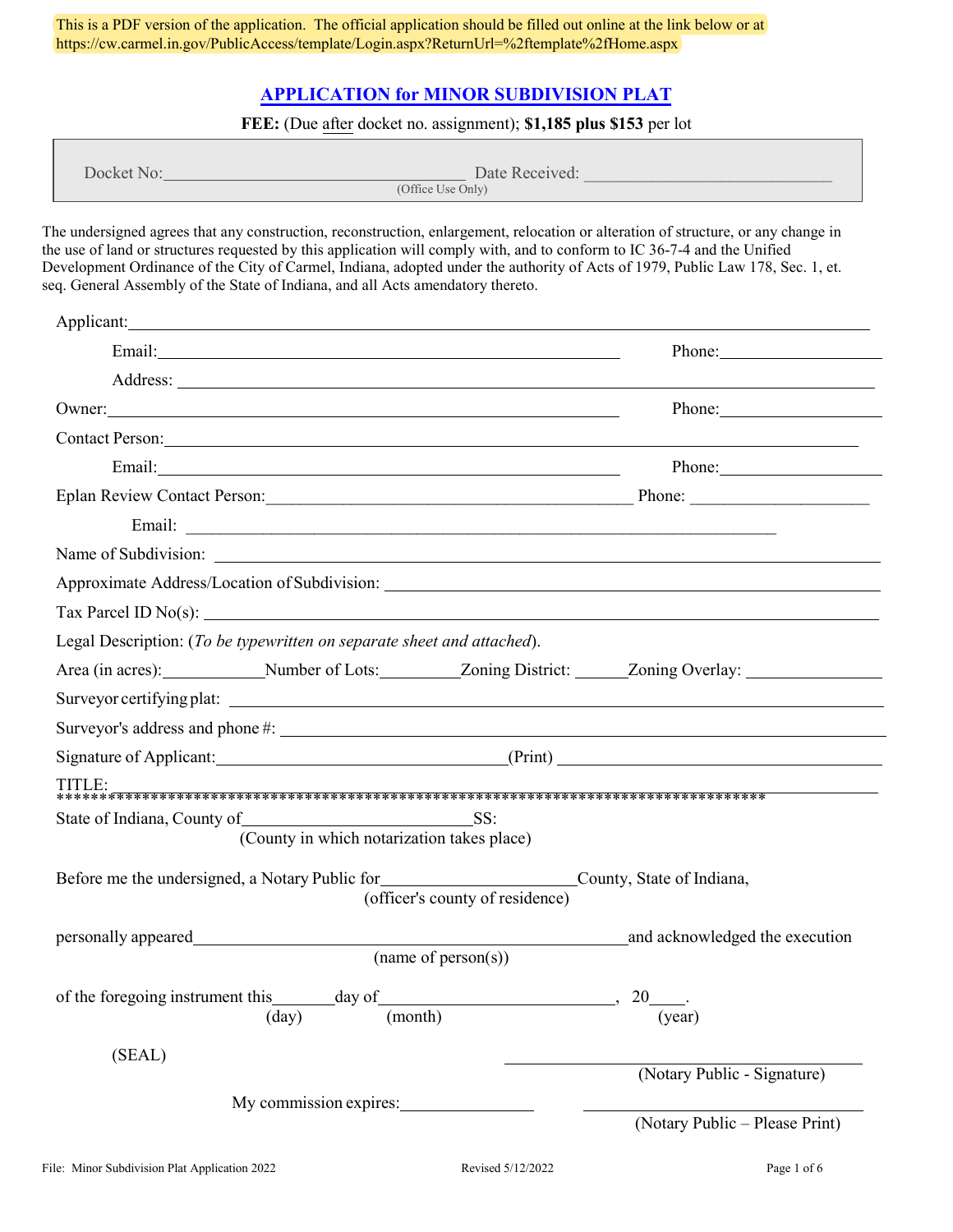This is a PDF version of the application. The official application should be filled out online at the link below or at https://cw.carmel.in.gov/PublicAccess/template/Login.aspx?ReturnUrl=%2ftemplate%2fHome.aspx

# APPLICATION for MINOR SUBDIVISION PLAT

**FEE:** (Due after docket no. assignment); **$1,185 plus $153** per lot

Docket No:___________________________ Date Received: ___________________________
(Office Use Only)

The undersigned agrees that any construction, reconstruction, enlargement, relocation or alteration of structure, or any change in the use of land or structures requested by this application will comply with, and to conform to IC 36-7-4 and the Unified Development Ordinance of the City of Carmel, Indiana, adopted under the authority of Acts of 1979, Public Law 178, Sec. 1, et. seq. General Assembly of the State of Indiana, and all Acts amendatory thereto.

Applicant:___________________________________________

Email:___________________________ Phone:_______________

Address: ___________________________________________

Owner:___________________________ Phone:_______________

Contact Person:___________________________________________

Email:___________________________ Phone:_______________

Eplan Review Contact Person:___________________________ Phone: _______________

Email: ___________________________________________

Name of Subdivision: ___________________________________________

Approximate Address/Location of Subdivision: ___________________________________________

Tax Parcel ID No(s): ___________________________________________

Legal Description: (*To be typewritten on separate sheet and attached*).

Area (in acres):__________Number of Lots:__________Zoning District: ______Zoning Overlay: __________

Surveyor certifying plat: ___________________________________________

Surveyor's address and phone #: ___________________________________________

Signature of Applicant:___________________________(Print) ___________________________

TITLE: ___________________________________________

*************************************************************************************

State of Indiana, County of___________________________SS:
(County in which notarization takes place)

Before me the undersigned, a Notary Public for_____________________County, State of Indiana,
(officer's county of residence)

personally appeared___________________________________________and acknowledged the execution
(name of person(s))

of the foregoing instrument this_______day of___________________________, 20____.
(day) (month) (year)

(SEAL)

___________________________
(Notary Public - Signature)

My commission expires:_______________

___________________________
(Notary Public – Please Print)

File: Minor Subdivision Plat Application 2022 Revised 5/12/2022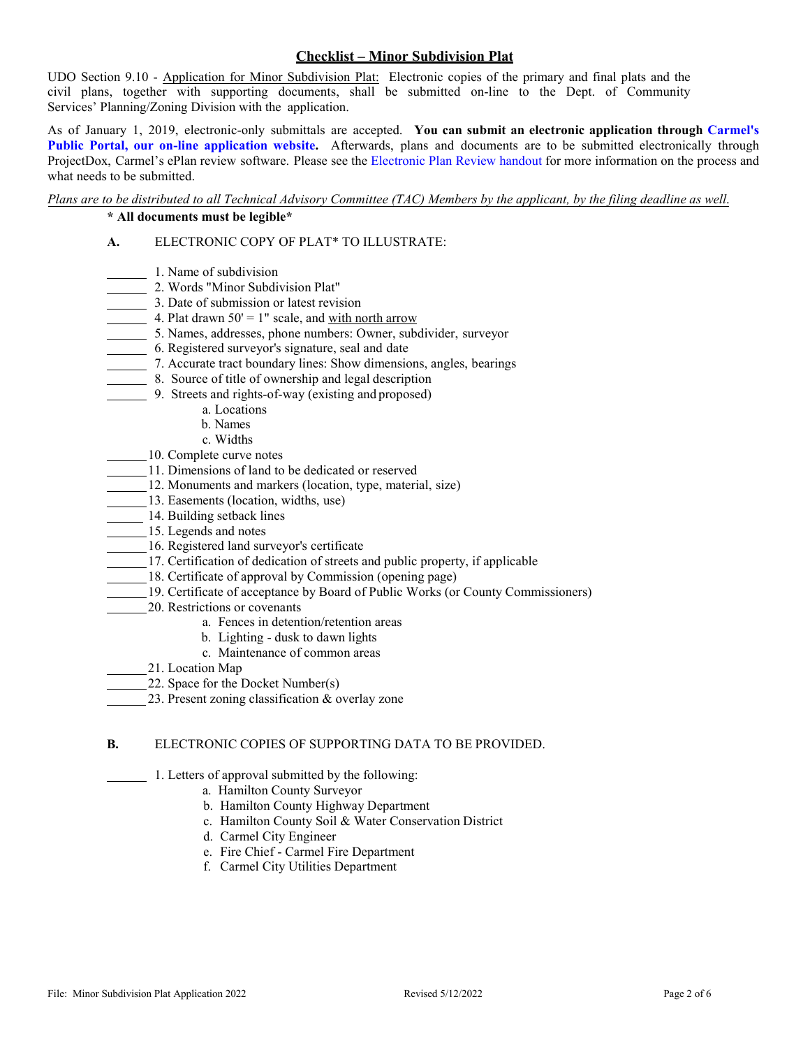## Checklist – Minor Subdivision Plat

UDO Section 9.10 - Application for Minor Subdivision Plat: Electronic copies of the primary and final plats and the civil plans, together with supporting documents, shall be submitted on-line to the Dept. of Community Services' Planning/Zoning Division with the application.

As of January 1, 2019, electronic-only submittals are accepted. **You can submit an electronic application through Carmel's Public Portal, our on-line application website.** Afterwards, plans and documents are to be submitted electronically through ProjectDox, Carmel's ePlan review software. Please see the Electronic Plan Review handout for more information on the process and what needs to be submitted.

*Plans are to be distributed to all Technical Advisory Committee (TAC) Members by the applicant, by the filing deadline as well.*

**\* All documents must be legible\***

**A.** ELECTRONIC COPY OF PLAT\* TO ILLUSTRATE:

______ 1. Name of subdivision
______ 2. Words "Minor Subdivision Plat"
______ 3. Date of submission or latest revision
______ 4. Plat drawn 50' = 1" scale, and with north arrow
______ 5. Names, addresses, phone numbers: Owner, subdivider, surveyor
______ 6. Registered surveyor's signature, seal and date
______ 7. Accurate tract boundary lines: Show dimensions, angles, bearings
______ 8. Source of title of ownership and legal description
______ 9. Streets and rights-of-way (existing and proposed)
- a. Locations
- b. Names
- c. Widths

______ 10. Complete curve notes
______ 11. Dimensions of land to be dedicated or reserved
______ 12. Monuments and markers (location, type, material, size)
______ 13. Easements (location, widths, use)
______ 14. Building setback lines
______ 15. Legends and notes
______ 16. Registered land surveyor's certificate
______ 17. Certification of dedication of streets and public property, if applicable
______ 18. Certificate of approval by Commission (opening page)
______ 19. Certificate of acceptance by Board of Public Works (or County Commissioners)
______ 20. Restrictions or covenants
- a. Fences in detention/retention areas
- b. Lighting - dusk to dawn lights
- c. Maintenance of common areas

______ 21. Location Map
______ 22. Space for the Docket Number(s)
______ 23. Present zoning classification & overlay zone

**B.** ELECTRONIC COPIES OF SUPPORTING DATA TO BE PROVIDED.

______ 1. Letters of approval submitted by the following:
- a. Hamilton County Surveyor
- b. Hamilton County Highway Department
- c. Hamilton County Soil & Water Conservation District
- d. Carmel City Engineer
- e. Fire Chief - Carmel Fire Department
- f. Carmel City Utilities Department

File: Minor Subdivision Plat Application 2022 Revised 5/12/2022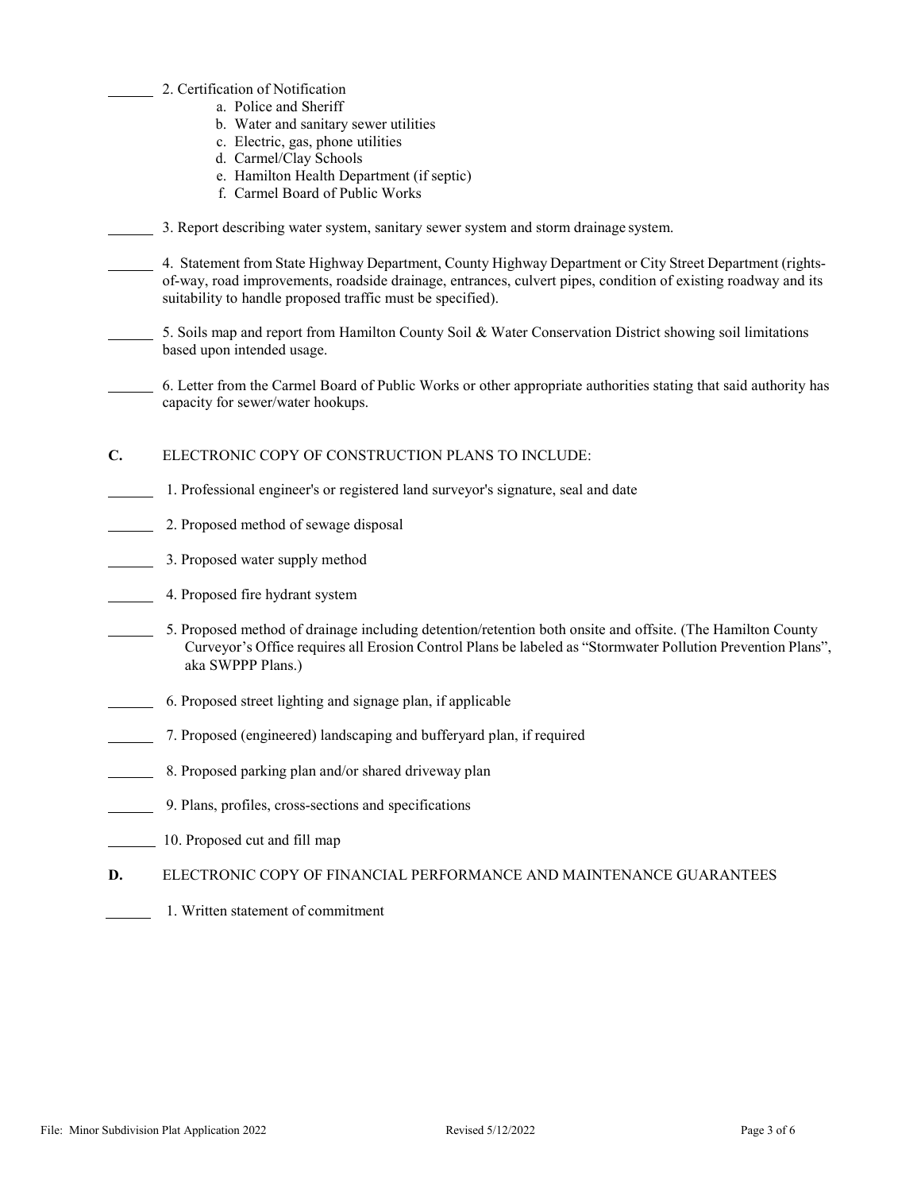______ 2. Certification of Notification

a. Police and Sheriff
b. Water and sanitary sewer utilities
c. Electric, gas, phone utilities
d. Carmel/Clay Schools
e. Hamilton Health Department (if septic)
f. Carmel Board of Public Works

______ 3. Report describing water system, sanitary sewer system and storm drainage system.

______ 4. Statement from State Highway Department, County Highway Department or City Street Department (rights-of-way, road improvements, roadside drainage, entrances, culvert pipes, condition of existing roadway and its suitability to handle proposed traffic must be specified).

______ 5. Soils map and report from Hamilton County Soil & Water Conservation District showing soil limitations based upon intended usage.

______ 6. Letter from the Carmel Board of Public Works or other appropriate authorities stating that said authority has capacity for sewer/water hookups.

**C.** ELECTRONIC COPY OF CONSTRUCTION PLANS TO INCLUDE:

______ 1. Professional engineer's or registered land surveyor's signature, seal and date

______ 2. Proposed method of sewage disposal

______ 3. Proposed water supply method

______ 4. Proposed fire hydrant system

______ 5. Proposed method of drainage including detention/retention both onsite and offsite. (The Hamilton County Curveyor's Office requires all Erosion Control Plans be labeled as "Stormwater Pollution Prevention Plans", aka SWPPP Plans.)

______ 6. Proposed street lighting and signage plan, if applicable

______ 7. Proposed (engineered) landscaping and bufferyard plan, if required

______ 8. Proposed parking plan and/or shared driveway plan

______ 9. Plans, profiles, cross-sections and specifications

______ 10. Proposed cut and fill map

**D.** ELECTRONIC COPY OF FINANCIAL PERFORMANCE AND MAINTENANCE GUARANTEES

______ 1. Written statement of commitment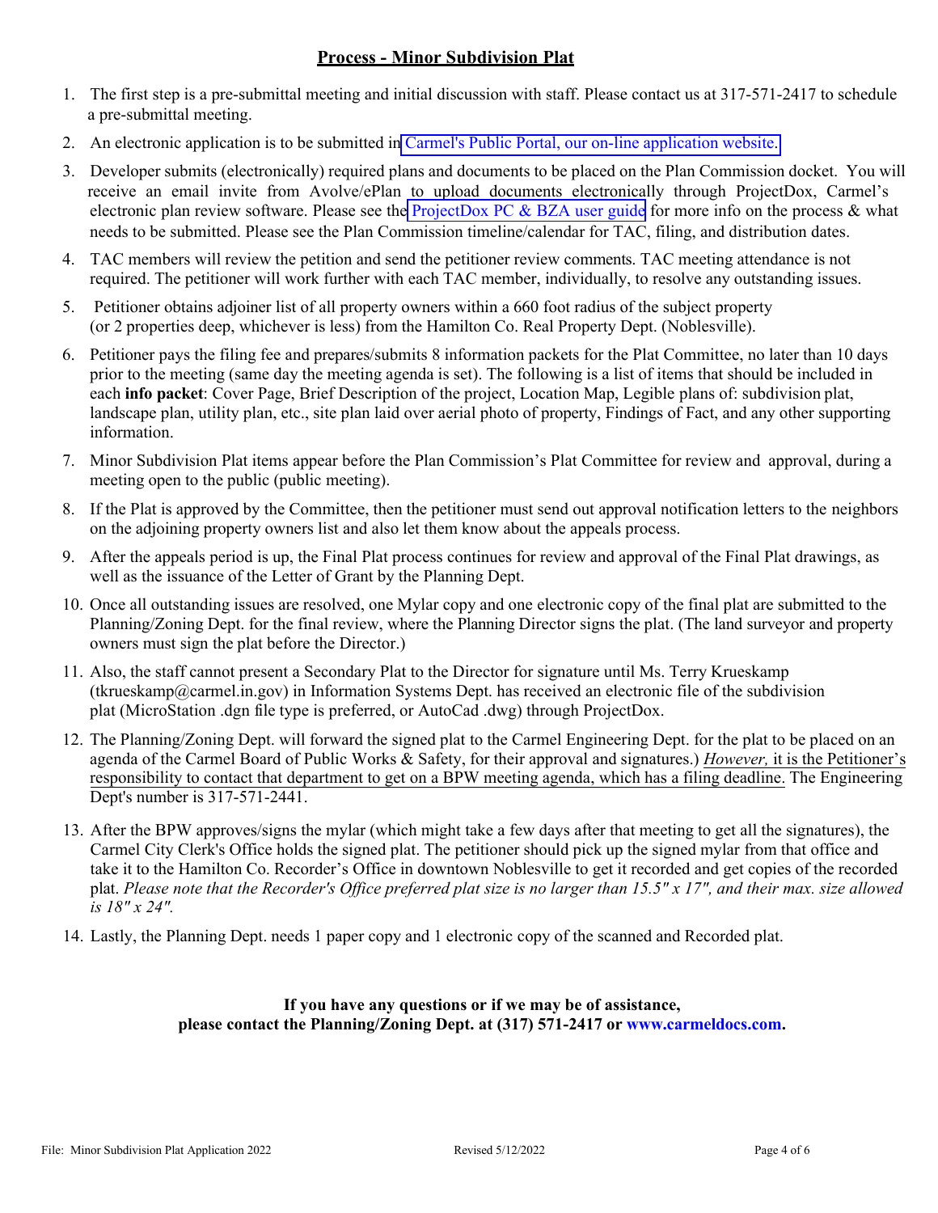## **Process - Minor Subdivision Plat**

1. The first step is a pre-submittal meeting and initial discussion with staff. Please contact us at 317-571-2417 to schedule a pre-submittal meeting.
2. An electronic application is to be submitted in Carmel's Public Portal, our on-line application website.
3. Developer submits (electronically) required plans and documents to be placed on the Plan Commission docket. You will receive an email invite from Avolve/ePlan to upload documents electronically through ProjectDox, Carmel's electronic plan review software. Please see the ProjectDox PC & BZA user guide for more info on the process & what needs to be submitted. Please see the Plan Commission timeline/calendar for TAC, filing, and distribution dates.
4. TAC members will review the petition and send the petitioner review comments. TAC meeting attendance is not required. The petitioner will work further with each TAC member, individually, to resolve any outstanding issues.
5. Petitioner obtains adjoiner list of all property owners within a 660 foot radius of the subject property (or 2 properties deep, whichever is less) from the Hamilton Co. Real Property Dept. (Noblesville).
6. Petitioner pays the filing fee and prepares/submits 8 information packets for the Plat Committee, no later than 10 days prior to the meeting (same day the meeting agenda is set). The following is a list of items that should be included in each **info packet**: Cover Page, Brief Description of the project, Location Map, Legible plans of: subdivision plat, landscape plan, utility plan, etc., site plan laid over aerial photo of property, Findings of Fact, and any other supporting information.
7. Minor Subdivision Plat items appear before the Plan Commission's Plat Committee for review and approval, during a meeting open to the public (public meeting).
8. If the Plat is approved by the Committee, then the petitioner must send out approval notification letters to the neighbors on the adjoining property owners list and also let them know about the appeals process.
9. After the appeals period is up, the Final Plat process continues for review and approval of the Final Plat drawings, as well as the issuance of the Letter of Grant by the Planning Dept.
10. Once all outstanding issues are resolved, one Mylar copy and one electronic copy of the final plat are submitted to the Planning/Zoning Dept. for the final review, where the Planning Director signs the plat. (The land surveyor and property owners must sign the plat before the Director.)
11. Also, the staff cannot present a Secondary Plat to the Director for signature until Ms. Terry Krueskamp (tkrueskamp@carmel.in.gov) in Information Systems Dept. has received an electronic file of the subdivision plat (MicroStation .dgn file type is preferred, or AutoCad .dwg) through ProjectDox.
12. The Planning/Zoning Dept. will forward the signed plat to the Carmel Engineering Dept. for the plat to be placed on an agenda of the Carmel Board of Public Works & Safety, for their approval and signatures.) *However,* it is the Petitioner's responsibility to contact that department to get on a BPW meeting agenda, which has a filing deadline. The Engineering Dept's number is 317-571-2441.
13. After the BPW approves/signs the mylar (which might take a few days after that meeting to get all the signatures), the Carmel City Clerk's Office holds the signed plat. The petitioner should pick up the signed mylar from that office and take it to the Hamilton Co. Recorder's Office in downtown Noblesville to get it recorded and get copies of the recorded plat. *Please note that the Recorder's Office preferred plat size is no larger than 15.5" x 17", and their max. size allowed is 18" x 24".*
14. Lastly, the Planning Dept. needs 1 paper copy and 1 electronic copy of the scanned and Recorded plat.

**If you have any questions or if we may be of assistance, please contact the Planning/Zoning Dept. at (317) 571-2417 or www.carmeldocs.com.**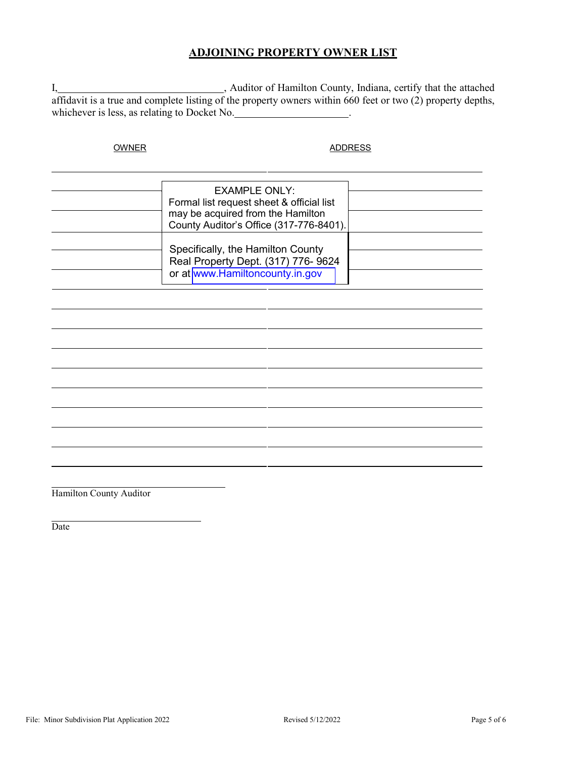# ADJOINING PROPERTY OWNER LIST

I,\_\_\_\_\_\_\_\_\_\_\_\_\_\_\_\_\_\_\_\_\_\_\_\_\_\_\_\_\_\_, Auditor of Hamilton County, Indiana, certify that the attached affidavit is a true and complete listing of the property owners within 660 feet or two (2) property depths, whichever is less, as relating to Docket No.\_\_\_\_\_\_\_\_\_\_\_\_\_\_\_\_\_\_\_\_\_.

| OWNER | ADDRESS |
|---|---|
| | |
| | |
| | |
| | |
| | |
| | |
| | |
| | |
| | |
| | |
| | |
| | |
| | |
| | |
| | |

EXAMPLE ONLY:
Formal list request sheet & official list may be acquired from the Hamilton County Auditor's Office (317-776-8401).

Specifically, the Hamilton County Real Property Dept. (317) 776- 9624 or at www.Hamiltoncounty.in.gov

\_\_\_\_\_\_\_\_\_\_\_\_\_\_\_\_\_\_\_\_\_\_\_\_\_\_\_\_\_\_
Hamilton County Auditor

\_\_\_\_\_\_\_\_\_\_\_\_\_\_\_\_\_\_\_\_\_\_\_\_\_\_\_\_
Date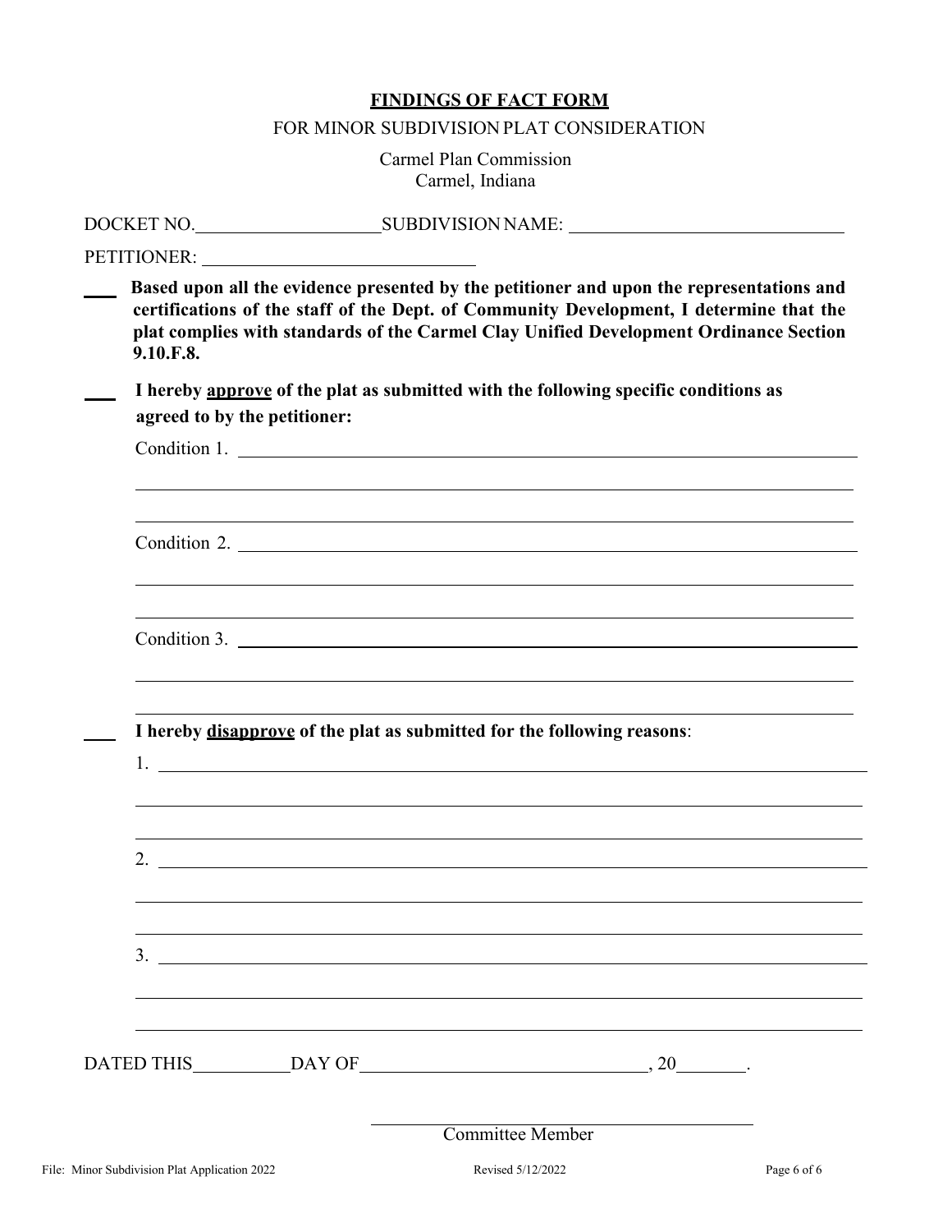**FINDINGS OF FACT FORM**

FOR MINOR SUBDIVISION PLAT CONSIDERATION

Carmel Plan Commission
Carmel, Indiana

DOCKET NO.\_\_\_\_\_\_\_\_\_\_\_\_\_\_\_\_\_\_\_\_ SUBDIVISION NAME: \_\_\_\_\_\_\_\_\_\_\_\_\_\_\_\_\_\_\_\_\_\_\_\_\_\_\_\_\_\_

PETITIONER: \_\_\_\_\_\_\_\_\_\_\_\_\_\_\_\_\_\_\_\_\_\_\_\_\_\_\_\_\_\_

\_\_\_ **Based upon all the evidence presented by the petitioner and upon the representations and certifications of the staff of the Dept. of Community Development, I determine that the plat complies with standards of the Carmel Clay Unified Development Ordinance Section 9.10.F.8.**

\_\_\_ **I hereby <u>approve</u> of the plat as submitted with the following specific conditions as agreed to by the petitioner:**

Condition 1. \_\_\_\_\_\_\_\_\_\_\_\_\_\_\_\_\_\_\_\_\_\_\_\_\_\_\_\_\_\_\_\_\_\_\_\_\_\_\_\_\_\_\_\_\_\_\_\_\_\_\_\_\_\_\_\_\_\_\_\_\_\_\_\_

\_\_\_\_\_\_\_\_\_\_\_\_\_\_\_\_\_\_\_\_\_\_\_\_\_\_\_\_\_\_\_\_\_\_\_\_\_\_\_\_\_\_\_\_\_\_\_\_\_\_\_\_\_\_\_\_\_\_\_\_\_\_\_\_\_\_\_\_\_\_\_\_\_\_\_\_\_

\_\_\_\_\_\_\_\_\_\_\_\_\_\_\_\_\_\_\_\_\_\_\_\_\_\_\_\_\_\_\_\_\_\_\_\_\_\_\_\_\_\_\_\_\_\_\_\_\_\_\_\_\_\_\_\_\_\_\_\_\_\_\_\_\_\_\_\_\_\_\_\_\_\_\_\_\_

Condition 2. \_\_\_\_\_\_\_\_\_\_\_\_\_\_\_\_\_\_\_\_\_\_\_\_\_\_\_\_\_\_\_\_\_\_\_\_\_\_\_\_\_\_\_\_\_\_\_\_\_\_\_\_\_\_\_\_\_\_\_\_\_\_\_\_

\_\_\_\_\_\_\_\_\_\_\_\_\_\_\_\_\_\_\_\_\_\_\_\_\_\_\_\_\_\_\_\_\_\_\_\_\_\_\_\_\_\_\_\_\_\_\_\_\_\_\_\_\_\_\_\_\_\_\_\_\_\_\_\_\_\_\_\_\_\_\_\_\_\_\_\_\_

\_\_\_\_\_\_\_\_\_\_\_\_\_\_\_\_\_\_\_\_\_\_\_\_\_\_\_\_\_\_\_\_\_\_\_\_\_\_\_\_\_\_\_\_\_\_\_\_\_\_\_\_\_\_\_\_\_\_\_\_\_\_\_\_\_\_\_\_\_\_\_\_\_\_\_\_\_

Condition 3. \_\_\_\_\_\_\_\_\_\_\_\_\_\_\_\_\_\_\_\_\_\_\_\_\_\_\_\_\_\_\_\_\_\_\_\_\_\_\_\_\_\_\_\_\_\_\_\_\_\_\_\_\_\_\_\_\_\_\_\_\_\_\_\_

\_\_\_\_\_\_\_\_\_\_\_\_\_\_\_\_\_\_\_\_\_\_\_\_\_\_\_\_\_\_\_\_\_\_\_\_\_\_\_\_\_\_\_\_\_\_\_\_\_\_\_\_\_\_\_\_\_\_\_\_\_\_\_\_\_\_\_\_\_\_\_\_\_\_\_\_\_

\_\_\_\_\_\_\_\_\_\_\_\_\_\_\_\_\_\_\_\_\_\_\_\_\_\_\_\_\_\_\_\_\_\_\_\_\_\_\_\_\_\_\_\_\_\_\_\_\_\_\_\_\_\_\_\_\_\_\_\_\_\_\_\_\_\_\_\_\_\_\_\_\_\_\_\_\_

\_\_\_ **I hereby <u>disapprove</u> of the plat as submitted for the following reasons**:

1. \_\_\_\_\_\_\_\_\_\_\_\_\_\_\_\_\_\_\_\_\_\_\_\_\_\_\_\_\_\_\_\_\_\_\_\_\_\_\_\_\_\_\_\_\_\_\_\_\_\_\_\_\_\_\_\_\_\_\_\_\_\_\_\_\_\_\_\_\_\_\_\_\_

\_\_\_\_\_\_\_\_\_\_\_\_\_\_\_\_\_\_\_\_\_\_\_\_\_\_\_\_\_\_\_\_\_\_\_\_\_\_\_\_\_\_\_\_\_\_\_\_\_\_\_\_\_\_\_\_\_\_\_\_\_\_\_\_\_\_\_\_\_\_\_\_\_\_\_\_\_

\_\_\_\_\_\_\_\_\_\_\_\_\_\_\_\_\_\_\_\_\_\_\_\_\_\_\_\_\_\_\_\_\_\_\_\_\_\_\_\_\_\_\_\_\_\_\_\_\_\_\_\_\_\_\_\_\_\_\_\_\_\_\_\_\_\_\_\_\_\_\_\_\_\_\_\_\_

2. \_\_\_\_\_\_\_\_\_\_\_\_\_\_\_\_\_\_\_\_\_\_\_\_\_\_\_\_\_\_\_\_\_\_\_\_\_\_\_\_\_\_\_\_\_\_\_\_\_\_\_\_\_\_\_\_\_\_\_\_\_\_\_\_\_\_\_\_\_\_\_\_\_

\_\_\_\_\_\_\_\_\_\_\_\_\_\_\_\_\_\_\_\_\_\_\_\_\_\_\_\_\_\_\_\_\_\_\_\_\_\_\_\_\_\_\_\_\_\_\_\_\_\_\_\_\_\_\_\_\_\_\_\_\_\_\_\_\_\_\_\_\_\_\_\_\_\_\_\_\_

\_\_\_\_\_\_\_\_\_\_\_\_\_\_\_\_\_\_\_\_\_\_\_\_\_\_\_\_\_\_\_\_\_\_\_\_\_\_\_\_\_\_\_\_\_\_\_\_\_\_\_\_\_\_\_\_\_\_\_\_\_\_\_\_\_\_\_\_\_\_\_\_\_\_\_\_\_

3. \_\_\_\_\_\_\_\_\_\_\_\_\_\_\_\_\_\_\_\_\_\_\_\_\_\_\_\_\_\_\_\_\_\_\_\_\_\_\_\_\_\_\_\_\_\_\_\_\_\_\_\_\_\_\_\_\_\_\_\_\_\_\_\_\_\_\_\_\_\_\_\_\_

\_\_\_\_\_\_\_\_\_\_\_\_\_\_\_\_\_\_\_\_\_\_\_\_\_\_\_\_\_\_\_\_\_\_\_\_\_\_\_\_\_\_\_\_\_\_\_\_\_\_\_\_\_\_\_\_\_\_\_\_\_\_\_\_\_\_\_\_\_\_\_\_\_\_\_\_\_

\_\_\_\_\_\_\_\_\_\_\_\_\_\_\_\_\_\_\_\_\_\_\_\_\_\_\_\_\_\_\_\_\_\_\_\_\_\_\_\_\_\_\_\_\_\_\_\_\_\_\_\_\_\_\_\_\_\_\_\_\_\_\_\_\_\_\_\_\_\_\_\_\_\_\_\_\_

DATED THIS\_\_\_\_\_\_\_\_\_\_ DAY OF\_\_\_\_\_\_\_\_\_\_\_\_\_\_\_\_\_\_\_\_\_\_\_\_\_\_\_\_\_\_, 20\_\_\_\_\_\_\_.

\_\_\_\_\_\_\_\_\_\_\_\_\_\_\_\_\_\_\_\_\_\_\_\_\_\_\_\_\_\_\_\_\_\_\_\_\_\_\_\_

Committee Member